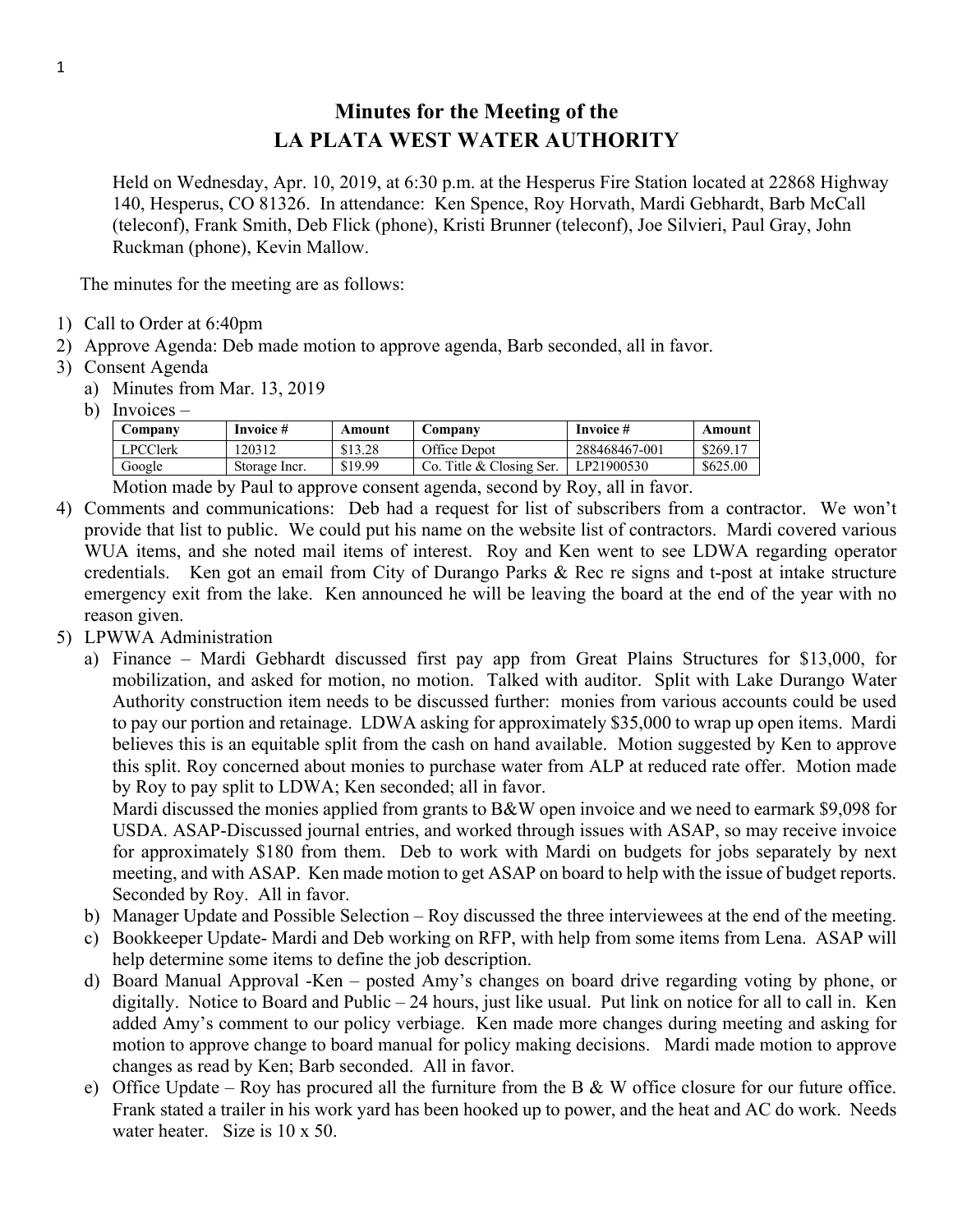# Minutes for the Meeting of the
# LA PLATA WEST WATER AUTHORITY

Held on Wednesday, Apr. 10, 2019, at 6:30 p.m. at the Hesperus Fire Station located at 22868 Highway 140, Hesperus, CO 81326. In attendance: Ken Spence, Roy Horvath, Mardi Gebhardt, Barb McCall (teleconf), Frank Smith, Deb Flick (phone), Kristi Brunner (teleconf), Joe Silvieri, Paul Gray, John Ruckman (phone), Kevin Mallow.

The minutes for the meeting are as follows:

1) Call to Order at 6:40pm
2) Approve Agenda: Deb made motion to approve agenda, Barb seconded, all in favor.
3) Consent Agenda
   a) Minutes from Mar. 13, 2019
   b) Invoices –

| Company | Invoice # | Amount | Company | Invoice # | Amount |
|---|---|---|---|---|---|
| LPCClerk | 120312 | $13.28 | Office Depot | 288468467-001 | $269.17 |
| Google | Storage Incr. | $19.99 | Co. Title & Closing Ser. | LP21900530 | $625.00 |

   Motion made by Paul to approve consent agenda, second by Roy, all in favor.
4) Comments and communications: Deb had a request for list of subscribers from a contractor. We won't provide that list to public. We could put his name on the website list of contractors. Mardi covered various WUA items, and she noted mail items of interest. Roy and Ken went to see LDWA regarding operator credentials. Ken got an email from City of Durango Parks & Rec re signs and t-post at intake structure emergency exit from the lake. Ken announced he will be leaving the board at the end of the year with no reason given.
5) LPWWA Administration
   a) Finance – Mardi Gebhardt discussed first pay app from Great Plains Structures for $13,000, for mobilization, and asked for motion, no motion. Talked with auditor. Split with Lake Durango Water Authority construction item needs to be discussed further: monies from various accounts could be used to pay our portion and retainage. LDWA asking for approximately $35,000 to wrap up open items. Mardi believes this is an equitable split from the cash on hand available. Motion suggested by Ken to approve this split. Roy concerned about monies to purchase water from ALP at reduced rate offer. Motion made by Roy to pay split to LDWA; Ken seconded; all in favor.
   
      Mardi discussed the monies applied from grants to B&W open invoice and we need to earmark $9,098 for USDA. ASAP-Discussed journal entries, and worked through issues with ASAP, so may receive invoice for approximately $180 from them. Deb to work with Mardi on budgets for jobs separately by next meeting, and with ASAP. Ken made motion to get ASAP on board to help with the issue of budget reports. Seconded by Roy. All in favor.
   b) Manager Update and Possible Selection – Roy discussed the three interviewees at the end of the meeting.
   c) Bookkeeper Update- Mardi and Deb working on RFP, with help from some items from Lena. ASAP will help determine some items to define the job description.
   d) Board Manual Approval -Ken – posted Amy's changes on board drive regarding voting by phone, or digitally. Notice to Board and Public – 24 hours, just like usual. Put link on notice for all to call in. Ken added Amy's comment to our policy verbiage. Ken made more changes during meeting and asking for motion to approve change to board manual for policy making decisions. Mardi made motion to approve changes as read by Ken; Barb seconded. All in favor.
   e) Office Update – Roy has procured all the furniture from the B & W office closure for our future office. Frank stated a trailer in his work yard has been hooked up to power, and the heat and AC do work. Needs water heater. Size is 10 x 50.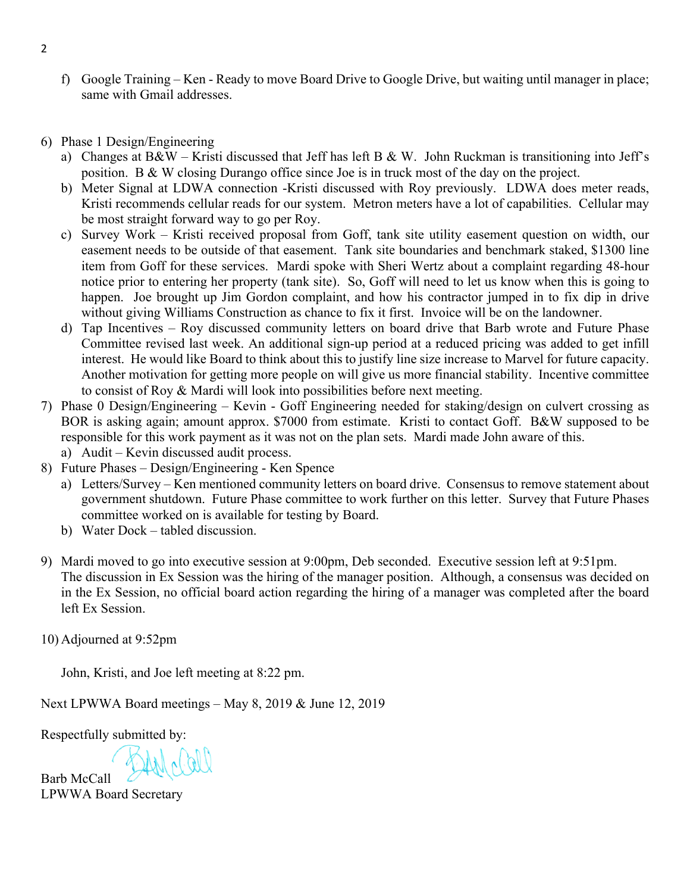f) Google Training – Ken - Ready to move Board Drive to Google Drive, but waiting until manager in place; same with Gmail addresses.

6) Phase 1 Design/Engineering
   a) Changes at B&W – Kristi discussed that Jeff has left B & W. John Ruckman is transitioning into Jeff's position. B & W closing Durango office since Joe is in truck most of the day on the project.
   b) Meter Signal at LDWA connection -Kristi discussed with Roy previously. LDWA does meter reads, Kristi recommends cellular reads for our system. Metron meters have a lot of capabilities. Cellular may be most straight forward way to go per Roy.
   c) Survey Work – Kristi received proposal from Goff, tank site utility easement question on width, our easement needs to be outside of that easement. Tank site boundaries and benchmark staked, $1300 line item from Goff for these services. Mardi spoke with Sheri Wertz about a complaint regarding 48-hour notice prior to entering her property (tank site). So, Goff will need to let us know when this is going to happen. Joe brought up Jim Gordon complaint, and how his contractor jumped in to fix dip in drive without giving Williams Construction as chance to fix it first. Invoice will be on the landowner.
   d) Tap Incentives – Roy discussed community letters on board drive that Barb wrote and Future Phase Committee revised last week. An additional sign-up period at a reduced pricing was added to get infill interest. He would like Board to think about this to justify line size increase to Marvel for future capacity. Another motivation for getting more people on will give us more financial stability. Incentive committee to consist of Roy & Mardi will look into possibilities before next meeting.
7) Phase 0 Design/Engineering – Kevin - Goff Engineering needed for staking/design on culvert crossing as BOR is asking again; amount approx. $7000 from estimate. Kristi to contact Goff. B&W supposed to be responsible for this work payment as it was not on the plan sets. Mardi made John aware of this.
   a) Audit – Kevin discussed audit process.
8) Future Phases – Design/Engineering - Ken Spence
   a) Letters/Survey – Ken mentioned community letters on board drive. Consensus to remove statement about government shutdown. Future Phase committee to work further on this letter. Survey that Future Phases committee worked on is available for testing by Board.
   b) Water Dock – tabled discussion.

9) Mardi moved to go into executive session at 9:00pm, Deb seconded. Executive session left at 9:51pm. The discussion in Ex Session was the hiring of the manager position. Although, a consensus was decided on in the Ex Session, no official board action regarding the hiring of a manager was completed after the board left Ex Session.

10) Adjourned at 9:52pm

    John, Kristi, and Joe left meeting at 8:22 pm.

Next LPWWA Board meetings – May 8, 2019 & June 12, 2019

Respectfully submitted by:

Barb McCall
LPWWA Board Secretary